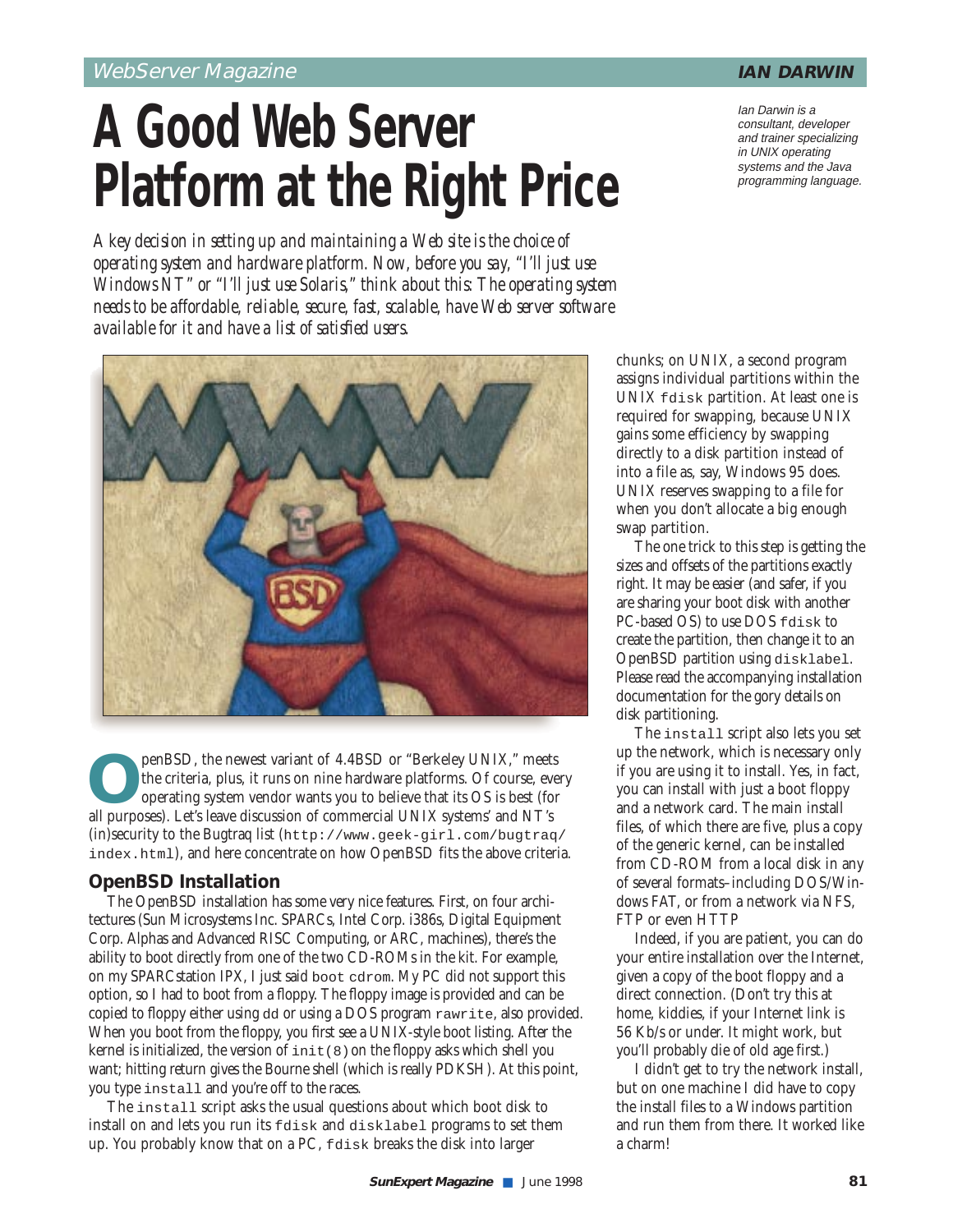// WebServer Magazine

**IAN DARWIN**

# A Good Web Server Platform at the Right Price

*Ian Darwin is a consultant, developer and trainer specializing in UNIX operating systems and the Java programming language.*

*A key decision in setting up and maintaining a Web site is the choice of operating system and hardware platform. Now, before you say, "I'll just use Windows NT" or "I'll just use Solaris," think about this: The operating system needs to be affordable, reliable, secure, fast, scalable, have Web server software available for it and have a list of satisfied users.*

OpenBSD, the newest variant of 4.4BSD or "Berkeley UNIX," meets the criteria, plus, it runs on nine hardware platforms. Of course, every operating system vendor wants you to believe that its OS is best (for all purposes). Let's leave discussion of commercial UNIX systems' and NT's (in)security to the Bugtraq list (`http://www.geek-girl.com/bugtraq/index.html`), and here concentrate on how OpenBSD fits the above criteria.

## OpenBSD Installation

The OpenBSD installation has some very nice features. First, on four architectures (Sun Microsystems Inc. SPARCs, Intel Corp. i386s, Digital Equipment Corp. Alphas and Advanced RISC Computing, or ARC, machines), there's the ability to boot directly from one of the two CD-ROMs in the kit. For example, on my SPARCstation IPX, I just said `boot cdrom`. My PC did not support this option, so I had to boot from a floppy. The floppy image is provided and can be copied to floppy either using `dd` or using a DOS program `rawrite`, also provided. When you boot from the floppy, you first see a UNIX-style boot listing. After the kernel is initialized, the version of `init(8)` on the floppy asks which shell you want; hitting return gives the Bourne shell (which is really PDKSH). At this point, you type `install` and you're off to the races.

The `install` script asks the usual questions about which boot disk to install on and lets you run its `fdisk` and `disklabel` programs to set them up. You probably know that on a PC, `fdisk` breaks the disk into larger chunks; on UNIX, a second program assigns individual partitions within the UNIX `fdisk` partition. At least one is required for swapping, because UNIX gains some efficiency by swapping directly to a disk partition instead of into a file as, say, Windows 95 does. UNIX reserves swapping to a file for when you don't allocate a big enough swap partition.

The one trick to this step is getting the sizes and offsets of the partitions exactly right. It may be easier (and safer, if you are sharing your boot disk with another PC-based OS) to use DOS `fdisk` to create the partition, then change it to an OpenBSD partition using `disklabel`. Please read the accompanying installation documentation for the gory details on disk partitioning.

The `install` script also lets you set up the network, which is necessary only if you are using it to install. Yes, in fact, you can install with just a boot floppy and a network card. The main install files, of which there are five, plus a copy of the generic kernel, can be installed from CD-ROM from a local disk in any of several formats–including DOS/Windows FAT, or from a network via NFS, FTP or even HTTP

Indeed, if you are patient, you can do your entire installation over the Internet, given a copy of the boot floppy and a direct connection. (Don't try this at home, kiddies, if your Internet link is 56 Kb/s or under. It might work, but you'll probably die of old age first.)

I didn't get to try the network install, but on one machine I did have to copy the install files to a Windows partition and run them from there. It worked like a charm!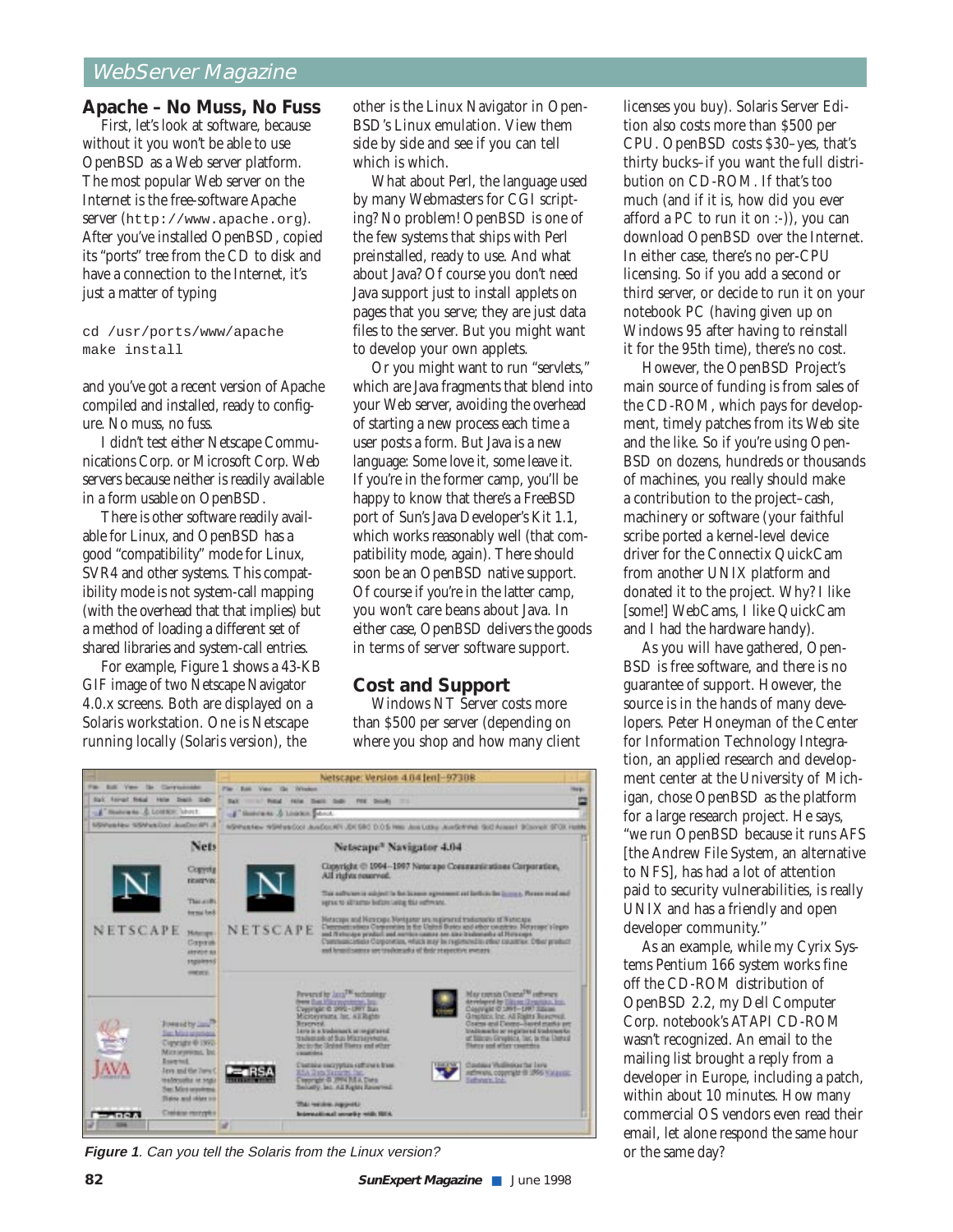## Apache – No Muss, No Fuss

First, let's look at software, because without it you won't be able to use OpenBSD as a Web server platform. The most popular Web server on the Internet is the free-software Apache server (`http://www.apache.org`). After you've installed OpenBSD, copied its "ports" tree from the CD to disk and have a connection to the Internet, it's just a matter of typing

```
cd /usr/ports/www/apache
make install
```

and you've got a recent version of Apache compiled and installed, ready to configure. No muss, no fuss.

I didn't test either Netscape Communications Corp. or Microsoft Corp. Web servers because neither is readily available in a form usable on OpenBSD.

There is other software readily available for Linux, and OpenBSD has a good "compatibility" mode for Linux, SVR4 and other systems. This compatibility mode is not system-call mapping (with the overhead that that implies) but a method of loading a different set of shared libraries and system-call entries.

For example, Figure 1 shows a 43-KB GIF image of two Netscape Navigator 4.0.x screens. Both are displayed on a Solaris workstation. One is Netscape running locally (Solaris version), the other is the Linux Navigator in OpenBSD's Linux emulation. View them side by side and see if you can tell which is which.

What about Perl, the language used by many Webmasters for CGI scripting? No problem! OpenBSD is one of the few systems that ships with Perl preinstalled, ready to use. And what about Java? Of course you don't need Java support just to install applets on pages that you serve; they are just data files to the server. But you might want to develop your own applets.

Or you might want to run "servlets," which are Java fragments that blend into your Web server, avoiding the overhead of starting a new process each time a user posts a form. But Java is a new language: Some love it, some leave it. If you're in the former camp, you'll be happy to know that there's a FreeBSD port of Sun's Java Developer's Kit 1.1, which works reasonably well (that compatibility mode, again). There should soon be an OpenBSD native support. Of course if you're in the latter camp, you won't care beans about Java. In either case, OpenBSD delivers the goods in terms of server software support.

## Cost and Support

Windows NT Server costs more than $500 per server (depending on where you shop and how many client licenses you buy). Solaris Server Edition also costs more than $500 per CPU. OpenBSD costs $30–yes, that's thirty bucks–if you want the full distribution on CD-ROM. If that's too much (and if it is, how did you ever afford a PC to run it on :-)), you can download OpenBSD over the Internet. In either case, there's no per-CPU licensing. So if you add a second or third server, or decide to run it on your notebook PC (having given up on Windows 95 after having to reinstall it for the 95th time), there's no cost.

However, the OpenBSD Project's main source of funding is from sales of the CD-ROM, which pays for development, timely patches from its Web site and the like. So if you're using OpenBSD on dozens, hundreds or thousands of machines, you really should make a contribution to the project–cash, machinery or software (your faithful scribe ported a kernel-level device driver for the Connectix QuickCam from another UNIX platform and donated it to the project. Why? I like [some!] WebCams, I like QuickCam and I had the hardware handy).

As you will have gathered, OpenBSD is free software, and there is no guarantee of support. However, the source is in the hands of many developers. Peter Honeyman of the Center for Information Technology Integration, an applied research and development center at the University of Michigan, chose OpenBSD as the platform for a large research project. He says, "we run OpenBSD because it runs AFS [the Andrew File System, an alternative to NFS], has had a lot of attention paid to security vulnerabilities, is really UNIX and has a friendly and open developer community."

As an example, while my Cyrix Systems Pentium 166 system works fine off the CD-ROM distribution of OpenBSD 2.2, my Dell Computer Corp. notebook's ATAPI CD-ROM wasn't recognized. An email to the mailing list brought a reply from a developer in Europe, including a patch, within about 10 minutes. How many commercial OS vendors even read their email, let alone respond the same hour or the same day?

**Figure 1**. *Can you tell the Solaris from the Linux version?*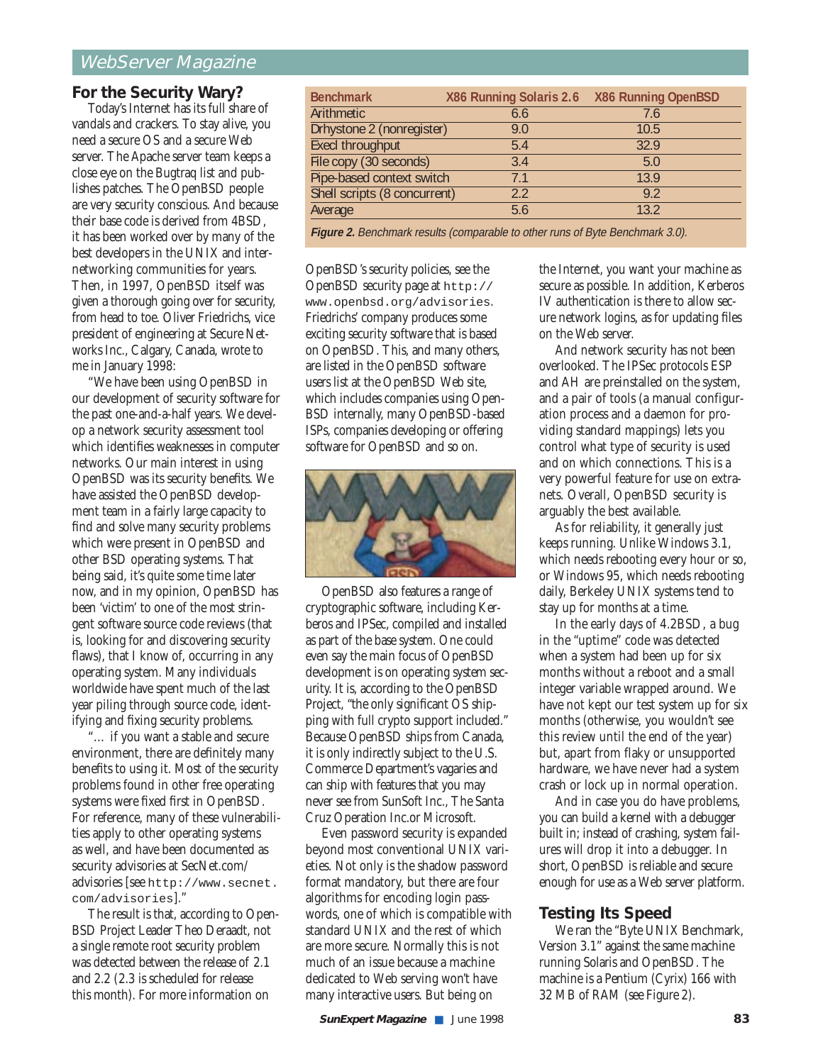## For the Security Wary?

Today's Internet has its full share of vandals and crackers. To stay alive, you need a secure OS and a secure Web server. The Apache server team keeps a close eye on the Bugtraq list and publishes patches. The OpenBSD people are very security conscious. And because their base code is derived from 4BSD, it has been worked over by many of the best developers in the UNIX and internetworking communities for years. Then, in 1997, OpenBSD itself was given a thorough going over for security, from head to toe. Oliver Friedrichs, vice president of engineering at Secure Networks Inc., Calgary, Canada, wrote to me in January 1998:

"We have been using OpenBSD in our development of security software for the past one-and-a-half years. We develop a network security assessment tool which identifies weaknesses in computer networks. Our main interest in using OpenBSD was its security benefits. We have assisted the OpenBSD development team in a fairly large capacity to find and solve many security problems which were present in OpenBSD and other BSD operating systems. That being said, it's quite some time later now, and in my opinion, OpenBSD has been 'victim' to one of the most stringent software source code reviews (that is, looking for and discovering security flaws), that I know of, occurring in any operating system. Many individuals worldwide have spent much of the last year piling through source code, identifying and fixing security problems.

"… if you want a stable and secure environment, there are definitely many benefits to using it. Most of the security problems found in other free operating systems were fixed first in OpenBSD. For reference, many of these vulnerabilities apply to other operating systems as well, and have been documented as security advisories at SecNet.com/advisories [see `http://www.secnet.com/advisories`]."

The result is that, according to OpenBSD Project Leader Theo Deraadt, not a single remote root security problem was detected between the release of 2.1 and 2.2 (2.3 is scheduled for release this month). For more information on OpenBSD's security policies, see the OpenBSD security page at `http://www.openbsd.org/advisories`. Friedrichs' company produces some exciting security software that is based on OpenBSD. This, and many others, are listed in the OpenBSD software users list at the OpenBSD Web site, which includes companies using OpenBSD internally, many OpenBSD-based ISPs, companies developing or offering software for OpenBSD and so on.

| Benchmark | X86 Running Solaris 2.6 | X86 Running OpenBSD |
|---|---|---|
| Arithmetic | 6.6 | 7.6 |
| Drhystone 2 (nonregister) | 9.0 | 10.5 |
| Execl throughput | 5.4 | 32.9 |
| File copy (30 seconds) | 3.4 | 5.0 |
| Pipe-based context switch | 7.1 | 13.9 |
| Shell scripts (8 concurrent) | 2.2 | 9.2 |
| Average | 5.6 | 13.2 |

***Figure 2.*** *Benchmark results (comparable to other runs of Byte Benchmark 3.0).*

OpenBSD also features a range of cryptographic software, including Kerberos and IPSec, compiled and installed as part of the base system. One could even say the main focus of OpenBSD development is on operating system security. It is, according to the OpenBSD Project, "the only significant OS shipping with full crypto support included." Because OpenBSD ships from Canada, it is only indirectly subject to the U.S. Commerce Department's vagaries and can ship with features that you may never see from SunSoft Inc., The Santa Cruz Operation Inc.or Microsoft.

Even password security is expanded beyond most conventional UNIX varieties. Not only is the shadow password format mandatory, but there are four algorithms for encoding login passwords, one of which is compatible with standard UNIX and the rest of which are more secure. Normally this is not much of an issue because a machine dedicated to Web serving won't have many interactive users. But being on the Internet, you want your machine as secure as possible. In addition, Kerberos IV authentication is there to allow secure network logins, as for updating files on the Web server.

And network security has not been overlooked. The IPSec protocols ESP and AH are preinstalled on the system, and a pair of tools (a manual configuration process and a daemon for providing standard mappings) lets you control what type of security is used and on which connections. This is a very powerful feature for use on extranets. Overall, OpenBSD security is arguably the best available.

As for reliability, it generally just keeps running. Unlike Windows 3.1, which needs rebooting every hour or so, or Windows 95, which needs rebooting daily, Berkeley UNIX systems tend to stay up for months at a time.

In the early days of 4.2BSD, a bug in the "uptime" code was detected when a system had been up for six months without a reboot and a small integer variable wrapped around. We have not kept our test system up for six months (otherwise, you wouldn't see this review until the end of the year) but, apart from flaky or unsupported hardware, we have never had a system crash or lock up in normal operation.

And in case you do have problems, you can build a kernel with a debugger built in; instead of crashing, system failures will drop it into a debugger. In short, OpenBSD is reliable and secure enough for use as a Web server platform.

## Testing Its Speed

We ran the "Byte UNIX Benchmark, Version 3.1" against the same machine running Solaris and OpenBSD. The machine is a Pentium (Cyrix) 166 with 32 MB of RAM (see Figure 2).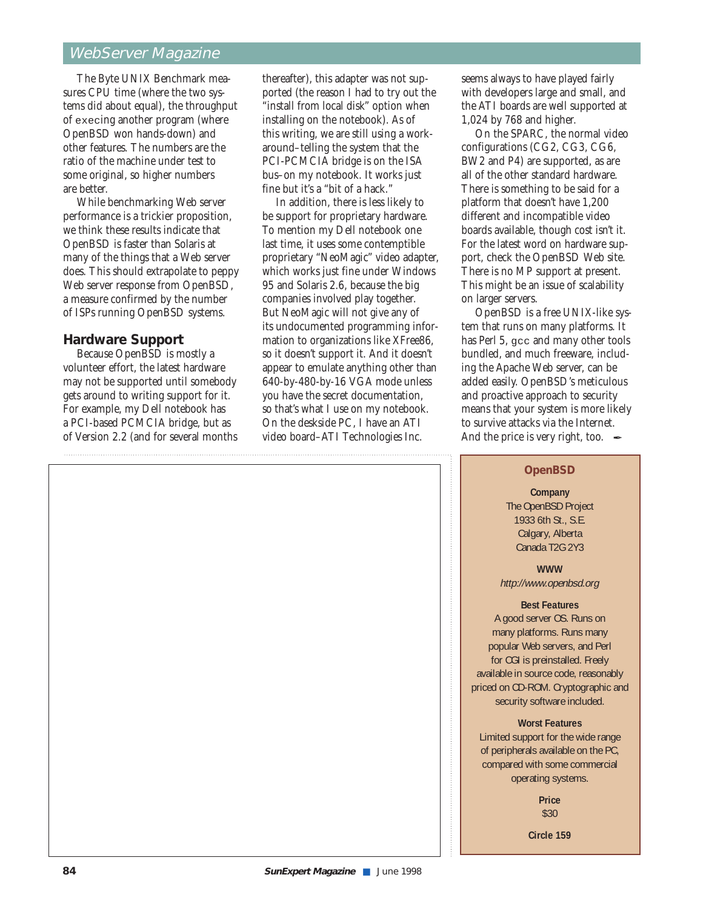The Byte UNIX Benchmark measures CPU time (where the two systems did about equal), the throughput of `exec`ing another program (where OpenBSD won hands-down) and other features. The numbers are the ratio of the machine under test to some original, so higher numbers are better.

While benchmarking Web server performance is a trickier proposition, we think these results indicate that OpenBSD is faster than Solaris at many of the things that a Web server does. This should extrapolate to peppy Web server response from OpenBSD, a measure confirmed by the number of ISPs running OpenBSD systems.

## Hardware Support

Because OpenBSD is mostly a volunteer effort, the latest hardware may not be supported until somebody gets around to writing support for it. For example, my Dell notebook has a PCI-based PCMCIA bridge, but as of Version 2.2 (and for several months thereafter), this adapter was not supported (the reason I had to try out the "install from local disk" option when installing on the notebook). As of this writing, we are still using a workaround–telling the system that the PCI-PCMCIA bridge is on the ISA bus–on my notebook. It works just fine but it's a "bit of a hack."

In addition, there is less likely to be support for proprietary hardware. To mention my Dell notebook one last time, it uses some contemptible proprietary "NeoMagic" video adapter, which works just fine under Windows 95 and Solaris 2.6, because the big companies involved play together. But NeoMagic will not give any of its undocumented programming information to organizations like XFree86, so it doesn't support it. And it doesn't appear to emulate anything other than 640-by-480-by-16 VGA mode unless you have the secret documentation, so that's what I use on my notebook. On the deskside PC, I have an ATI video board–ATI Technologies Inc. seems always to have played fairly with developers large and small, and the ATI boards are well supported at 1,024 by 768 and higher.

On the SPARC, the normal video configurations (CG2, CG3, CG6, BW2 and P4) are supported, as are all of the other standard hardware. There is something to be said for a platform that doesn't have 1,200 different and incompatible video boards available, though cost isn't it. For the latest word on hardware support, check the OpenBSD Web site. There is no MP support at present. This might be an issue of scalability on larger servers.

OpenBSD is a free UNIX-like system that runs on many platforms. It has Perl 5, `gcc` and many other tools bundled, and much freeware, including the Apache Web server, can be added easily. OpenBSD's meticulous and proactive approach to security means that your system is more likely to survive attacks via the Internet. And the price is very right, too.

### OpenBSD

**Company**
The OpenBSD Project
1933 6th St., S.E.
Calgary, Alberta
Canada T2G 2Y3

**WWW**
*http://www.openbsd.org*

**Best Features**
A good server OS. Runs on many platforms. Runs many popular Web servers, and Perl for CGI is preinstalled. Freely available in source code, reasonably priced on CD-ROM. Cryptographic and security software included.

**Worst Features**
Limited support for the wide range of peripherals available on the PC, compared with some commercial operating systems.

**Price**
$30

**Circle 159**